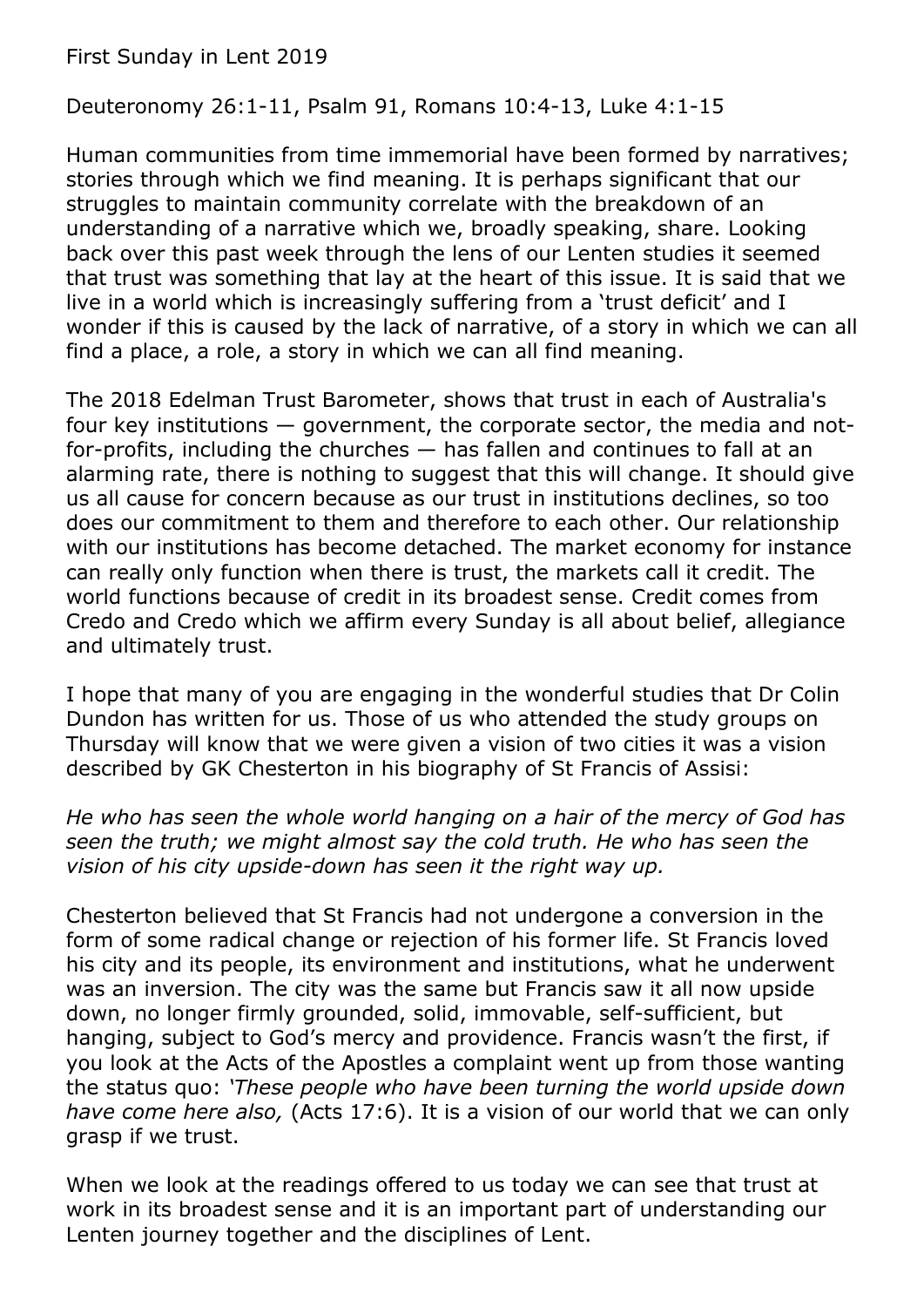First Sunday in Lent 2019

Deuteronomy 26:1-11, Psalm 91, Romans 10:4-13, Luke 4:1-15

Human communities from time immemorial have been formed by narratives; stories through which we find meaning. It is perhaps significant that our struggles to maintain community correlate with the breakdown of an understanding of a narrative which we, broadly speaking, share. Looking back over this past week through the lens of our Lenten studies it seemed that trust was something that lay at the heart of this issue. It is said that we live in a world which is increasingly suffering from a 'trust deficit' and I wonder if this is caused by the lack of narrative, of a story in which we can all find a place, a role, a story in which we can all find meaning.

The 2018 Edelman Trust Barometer, shows that trust in each of Australia's four key institutions — government, the corporate sector, the media and not-for-profits, including the churches — has fallen and continues to fall at an alarming rate, there is nothing to suggest that this will change. It should give us all cause for concern because as our trust in institutions declines, so too does our commitment to them and therefore to each other. Our relationship with our institutions has become detached. The market economy for instance can really only function when there is trust, the markets call it credit. The world functions because of credit in its broadest sense. Credit comes from Credo and Credo which we affirm every Sunday is all about belief, allegiance and ultimately trust.

I hope that many of you are engaging in the wonderful studies that Dr Colin Dundon has written for us. Those of us who attended the study groups on Thursday will know that we were given a vision of two cities it was a vision described by GK Chesterton in his biography of St Francis of Assisi:

*He who has seen the whole world hanging on a hair of the mercy of God has seen the truth; we might almost say the cold truth. He who has seen the vision of his city upside-down has seen it the right way up.*

Chesterton believed that St Francis had not undergone a conversion in the form of some radical change or rejection of his former life. St Francis loved his city and its people, its environment and institutions, what he underwent was an inversion. The city was the same but Francis saw it all now upside down, no longer firmly grounded, solid, immovable, self-sufficient, but hanging, subject to God's mercy and providence. Francis wasn't the first, if you look at the Acts of the Apostles a complaint went up from those wanting the status quo: *'These people who have been turning the world upside down have come here also,* (Acts 17:6). It is a vision of our world that we can only grasp if we trust.

When we look at the readings offered to us today we can see that trust at work in its broadest sense and it is an important part of understanding our Lenten journey together and the disciplines of Lent.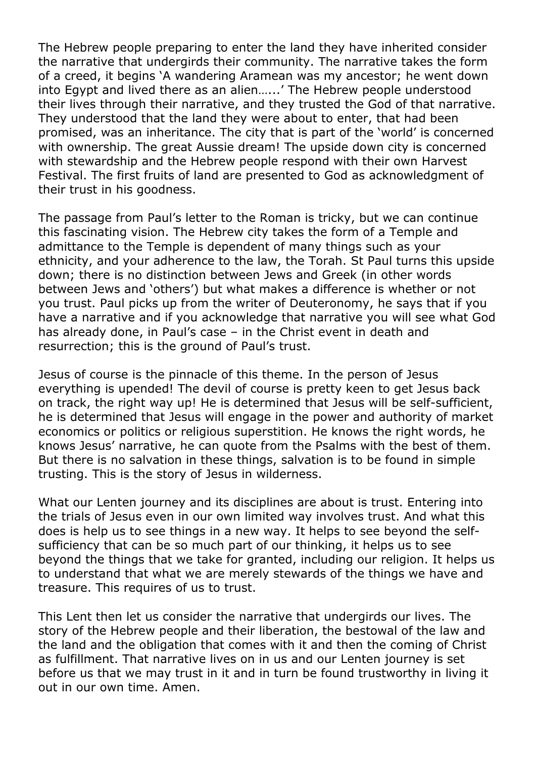The Hebrew people preparing to enter the land they have inherited consider the narrative that undergirds their community. The narrative takes the form of a creed, it begins 'A wandering Aramean was my ancestor; he went down into Egypt and lived there as an alien…...' The Hebrew people understood their lives through their narrative, and they trusted the God of that narrative. They understood that the land they were about to enter, that had been promised, was an inheritance. The city that is part of the 'world' is concerned with ownership. The great Aussie dream! The upside down city is concerned with stewardship and the Hebrew people respond with their own Harvest Festival. The first fruits of land are presented to God as acknowledgment of their trust in his goodness.

The passage from Paul's letter to the Roman is tricky, but we can continue this fascinating vision. The Hebrew city takes the form of a Temple and admittance to the Temple is dependent of many things such as your ethnicity, and your adherence to the law, the Torah. St Paul turns this upside down; there is no distinction between Jews and Greek (in other words between Jews and 'others') but what makes a difference is whether or not you trust. Paul picks up from the writer of Deuteronomy, he says that if you have a narrative and if you acknowledge that narrative you will see what God has already done, in Paul's case – in the Christ event in death and resurrection; this is the ground of Paul's trust.

Jesus of course is the pinnacle of this theme. In the person of Jesus everything is upended! The devil of course is pretty keen to get Jesus back on track, the right way up! He is determined that Jesus will be self-sufficient, he is determined that Jesus will engage in the power and authority of market economics or politics or religious superstition. He knows the right words, he knows Jesus' narrative, he can quote from the Psalms with the best of them. But there is no salvation in these things, salvation is to be found in simple trusting. This is the story of Jesus in wilderness.

What our Lenten journey and its disciplines are about is trust. Entering into the trials of Jesus even in our own limited way involves trust. And what this does is help us to see things in a new way. It helps to see beyond the self-sufficiency that can be so much part of our thinking, it helps us to see beyond the things that we take for granted, including our religion. It helps us to understand that what we are merely stewards of the things we have and treasure. This requires of us to trust.

This Lent then let us consider the narrative that undergirds our lives. The story of the Hebrew people and their liberation, the bestowal of the law and the land and the obligation that comes with it and then the coming of Christ as fulfillment. That narrative lives on in us and our Lenten journey is set before us that we may trust in it and in turn be found trustworthy in living it out in our own time. Amen.